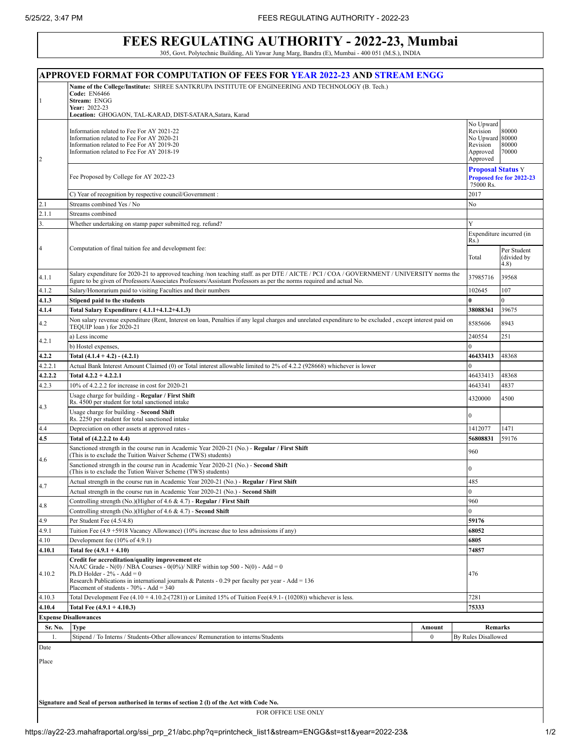# FEES REGULATING AUTHORITY - 2022-23, Mumbai

305, Govt. Polytechnic Building, Ali Yawar Jung Marg, Bandra (E), Mumbai - 400 051 (M.S.), INDIA

## APPROVED FORMAT FOR COMPUTATION OF FEES FOR YEAR 2022-23 AND STREAM ENGG

| | | | |
|---|---|---|---|
| 1 | **Name of the College/Institute:** SHREE SANTKRUPA INSTITUTE OF ENGINEERING AND TECHNOLOGY (B. Tech.)<br>**Code:** EN6466<br>**Stream:** ENGG<br>**Year:** 2022-23<br>**Location:** GHOGAON, TAL-KARAD, DIST-SATARA,Satara, Karad | | |
| 2 | Information related to Fee For AY 2021-22<br>Information related to Fee For AY 2020-21<br>Information related to Fee For AY 2019-20<br>Information related to Fee For AY 2018-19 | No Upward Revision<br>No Upward Revision<br>Approved<br>Approved | 80000<br>80000<br>80000<br>70000 |
| | Fee Proposed by College for AY 2022-23 | **Proposal Status** Y<br>**Proposed fee for 2022-23**<br>75000 Rs. | |
| | C) Year of recognition by respective council/Government : | 2017 | |
| 2.1 | Streams combined Yes / No | No | |
| 2.1.1 | Streams combined | | |
| 3. | Whether undertaking on stamp paper submitted reg. refund? | Y | |
| 4 | Computation of final tuition fee and development fee: | Expenditure incurred (in Rs.) | |
| | | Total | Per Student (divided by 4.8) |
| 4.1.1 | Salary expenditure for 2020-21 to approved teaching /non teaching staff. as per DTE / AICTE / PCI / COA / GOVERNMENT / UNIVERSITY norms the figure to be given of Professors/Associates Professors/Assistant Professors as per the norms required and actual No. | 37985716 | 39568 |
| 4.1.2 | Salary/Honorarium paid to visiting Faculties and their numbers | 102645 | 107 |
| **4.1.3** | **Stipend paid to the students** | **0** | 0 |
| **4.1.4** | **Total Salary Expenditure ( 4.1.1+4.1.2+4.1.3)** | **38088361** | 39675 |
| 4.2 | Non salary revenue expenditure (Rent, Interest on loan, Penalties if any legal charges and unrelated expenditure to be excluded , except interest paid on TEQUIP loan ) for 2020-21 | 8585606 | 8943 |
| 4.2.1 | a) Less income | 240554 | 251 |
| | b) Hostel expenses, | 0 | |
| **4.2.2** | **Total (4.1.4 + 4.2) - (4.2.1)** | **46433413** | 48368 |
| 4.2.2.1 | Actual Bank Interest Amount Claimed (0) or Total interest allowable limited to 2% of 4.2.2 (928668) whichever is lower | 0 | |
| **4.2.2.2** | **Total 4.2.2 + 4.2.2.1** | 46433413 | 48368 |
| 4.2.3 | 10% of 4.2.2.2 for increase in cost for 2020-21 | 4643341 | 4837 |
| 4.3 | Usage charge for building - **Regular / First Shift**<br>Rs. 4500 per student for total sanctioned intake | 4320000 | 4500 |
| | Usage charge for building - **Second Shift**<br>Rs. 2250 per student for total sanctioned intake | 0 | |
| 4.4 | Depreciation on other assets at approved rates - | 1412077 | 1471 |
| **4.5** | **Total of (4.2.2.2 to 4.4)** | **56808831** | 59176 |
| 4.6 | Sanctioned strength in the course run in Academic Year 2020-21 (No.) - **Regular / First Shift**<br>(This is to exclude the Tuition Waiver Scheme (TWS) students) | 960 | |
| | Sanctioned strength in the course run in Academic Year 2020-21 (No.) - **Second Shift**<br>(This is to exclude the Tution Waiver Scheme (TWS) students) | 0 | |
| 4.7 | Actual strength in the course run in Academic Year 2020-21 (No.) - **Regular / First Shift** | 485 | |
| | Actual strength in the course run in Academic Year 2020-21 (No.) - **Second Shift** | 0 | |
| 4.8 | Controlling strength (No.)(Higher of 4.6 & 4.7) - **Regular / First Shift** | 960 | |
| | Controlling strength (No.)(Higher of 4.6 & 4.7) - **Second Shift** | 0 | |
| 4.9 | Per Student Fee (4.5/4.8) | **59176** | |
| 4.9.1 | Tuition Fee (4.9 +5918 Vacancy Allowance) (10% increase due to less admissions if any) | **68052** | |
| 4.10 | Development fee (10% of 4.9.1) | **6805** | |
| **4.10.1** | **Total fee (4.9.1 + 4.10)** | **74857** | |
| 4.10.2 | **Credit for accreditation/quality improvement etc**<br>NAAC Grade - N(0) / NBA Courses - 0(0%)/ NIRF within top 500 - N(0) - Add = 0<br>Ph.D Holder - 2% - Add = 0<br>Research Publications in international journals & Patents - 0.29 per faculty per year - Add = 136<br>Placement of students - 70% - Add = 340 | 476 | |
| 4.10.3 | Total Development Fee (4.10 + 4.10.2-(7281)) or Limited 15% of Tuition Fee(4.9.1- (10208)) whichever is less. | 7281 | |
| **4.10.4** | **Total Fee (4.9.1 + 4.10.3)** | **75333** | |

**Expense Disallowances**

| Sr. No. | Type | Amount | Remarks |
|---|---|---|---|
| 1. | Stipend / To Interns / Students-Other allowances/ Remuneration to interns/Students | 0 | By Rules Disallowed |

Date

Place

**Signature and Seal of person authorised in terms of section 2 (l) of the Act with Code No.**

FOR OFFICE USE ONLY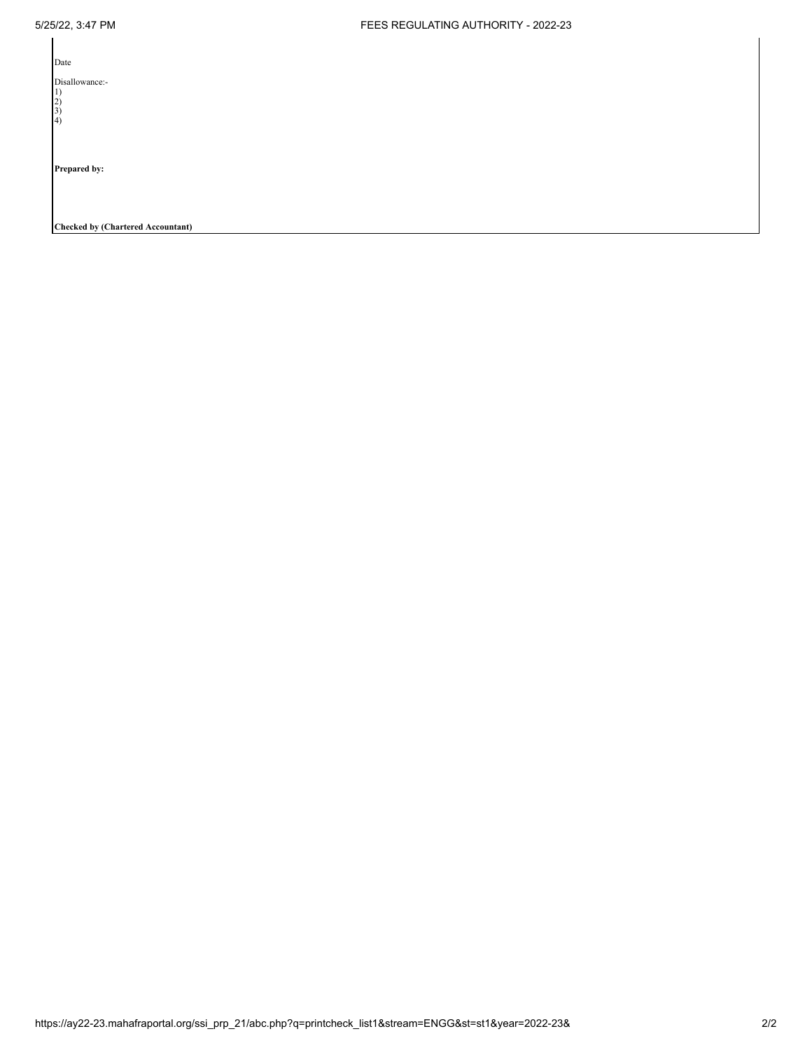Date

Disallowance:-
1)
2)
3)
4)

**Prepared by:**

**Checked by (Chartered Accountant)**